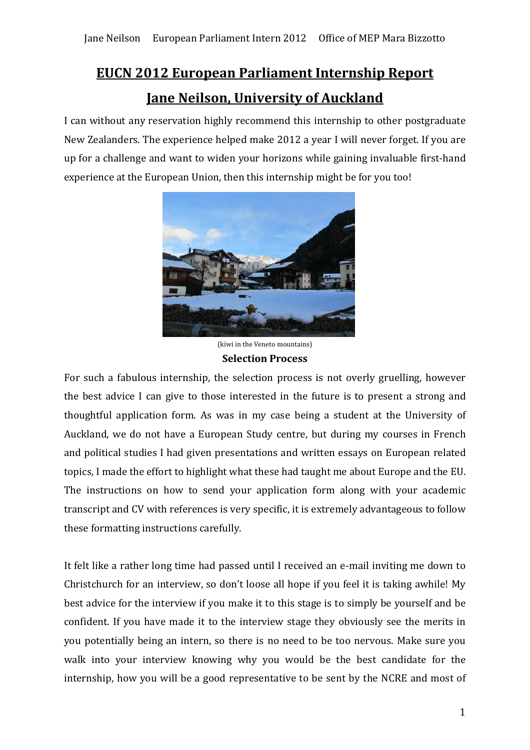# EUCN 2012 European Parliament Internship Report

# Jane Neilson, University of Auckland

I can without any reservation highly recommend this internship to other postgraduate New Zealanders. The experience helped make 2012 a year I will never forget. If you are up for a challenge and want to widen your horizons while gaining invaluable first-hand experience at the European Union, then this internship might be for you too!

(kiwi in the Veneto mountains)

**Selection Process**

For such a fabulous internship, the selection process is not overly gruelling, however the best advice I can give to those interested in the future is to present a strong and thoughtful application form. As was in my case being a student at the University of Auckland, we do not have a European Study centre, but during my courses in French and political studies I had given presentations and written essays on European related topics, I made the effort to highlight what these had taught me about Europe and the EU. The instructions on how to send your application form along with your academic transcript and CV with references is very specific, it is extremely advantageous to follow these formatting instructions carefully.

It felt like a rather long time had passed until I received an e-mail inviting me down to Christchurch for an interview, so don't loose all hope if you feel it is taking awhile! My best advice for the interview if you make it to this stage is to simply be yourself and be confident. If you have made it to the interview stage they obviously see the merits in you potentially being an intern, so there is no need to be too nervous. Make sure you walk into your interview knowing why you would be the best candidate for the internship, how you will be a good representative to be sent by the NCRE and most of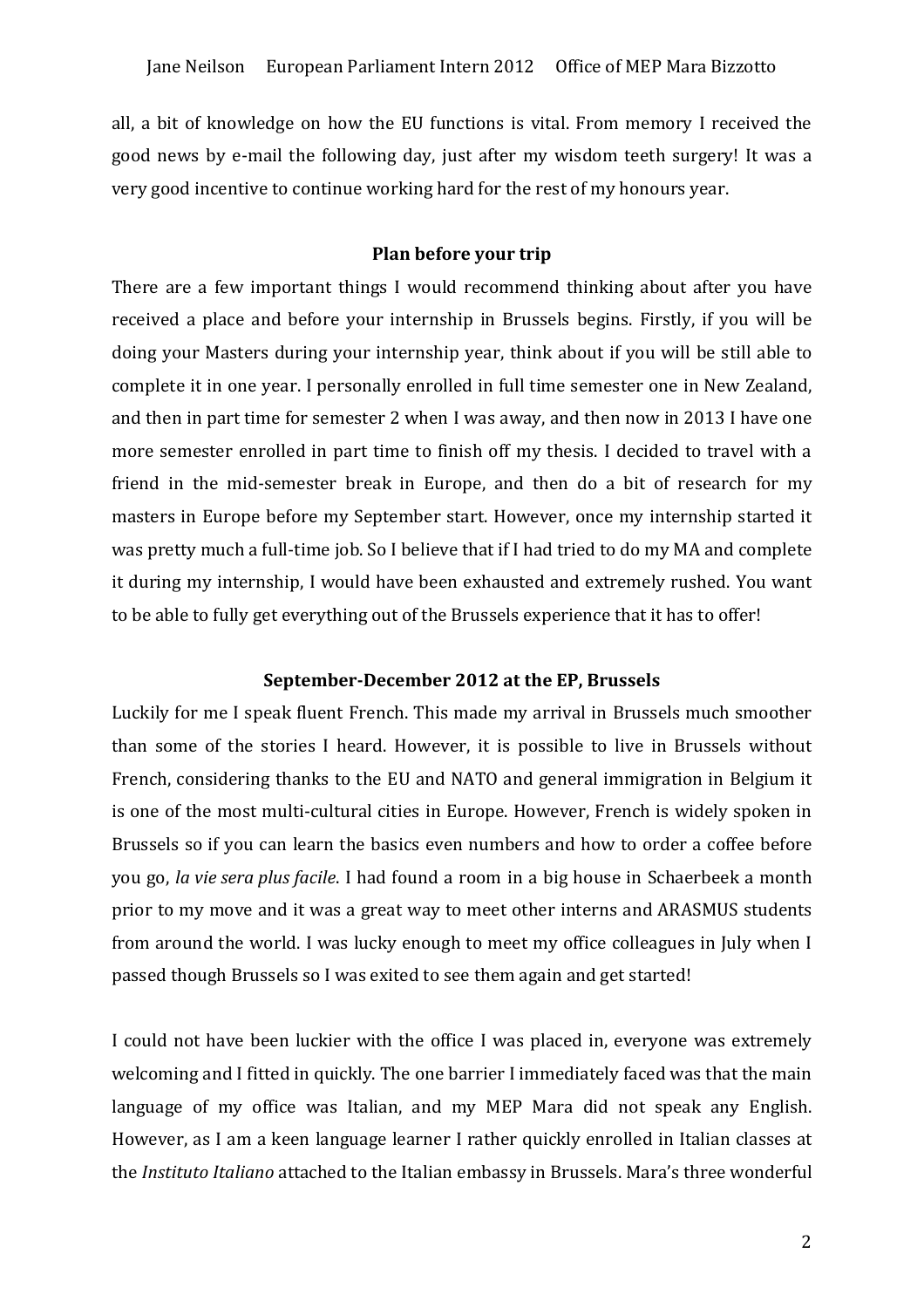all, a bit of knowledge on how the EU functions is vital. From memory I received the good news by e-mail the following day, just after my wisdom teeth surgery! It was a very good incentive to continue working hard for the rest of my honours year.

**Plan before your trip**

There are a few important things I would recommend thinking about after you have received a place and before your internship in Brussels begins. Firstly, if you will be doing your Masters during your internship year, think about if you will be still able to complete it in one year. I personally enrolled in full time semester one in New Zealand, and then in part time for semester 2 when I was away, and then now in 2013 I have one more semester enrolled in part time to finish off my thesis. I decided to travel with a friend in the mid-semester break in Europe, and then do a bit of research for my masters in Europe before my September start. However, once my internship started it was pretty much a full-time job. So I believe that if I had tried to do my MA and complete it during my internship, I would have been exhausted and extremely rushed. You want to be able to fully get everything out of the Brussels experience that it has to offer!

**September-December 2012 at the EP, Brussels**

Luckily for me I speak fluent French. This made my arrival in Brussels much smoother than some of the stories I heard. However, it is possible to live in Brussels without French, considering thanks to the EU and NATO and general immigration in Belgium it is one of the most multi-cultural cities in Europe. However, French is widely spoken in Brussels so if you can learn the basics even numbers and how to order a coffee before you go, *la vie sera plus facile*. I had found a room in a big house in Schaerbeek a month prior to my move and it was a great way to meet other interns and ARASMUS students from around the world. I was lucky enough to meet my office colleagues in July when I passed though Brussels so I was exited to see them again and get started!

I could not have been luckier with the office I was placed in, everyone was extremely welcoming and I fitted in quickly. The one barrier I immediately faced was that the main language of my office was Italian, and my MEP Mara did not speak any English. However, as I am a keen language learner I rather quickly enrolled in Italian classes at the *Instituto Italiano* attached to the Italian embassy in Brussels. Mara's three wonderful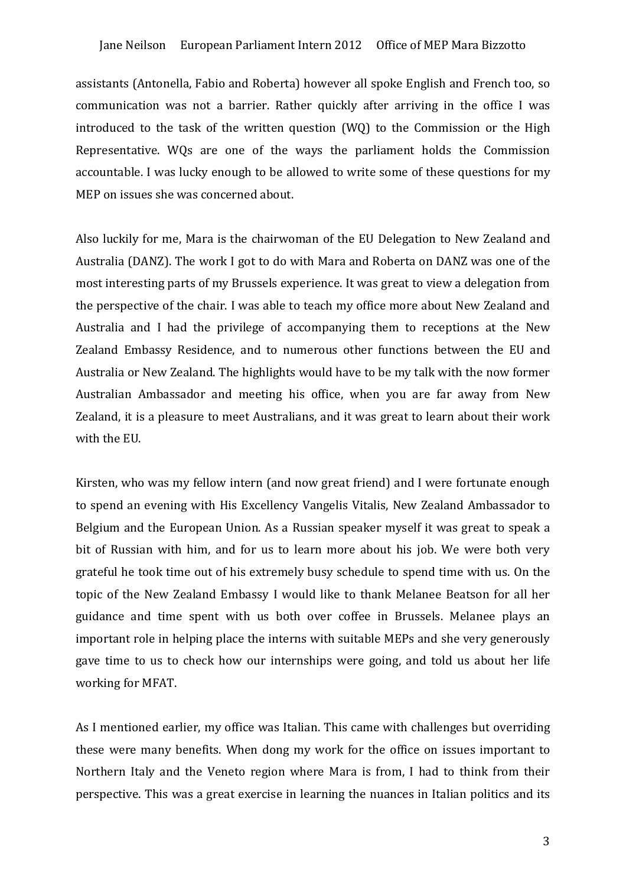assistants (Antonella, Fabio and Roberta) however all spoke English and French too, so communication was not a barrier. Rather quickly after arriving in the office I was introduced to the task of the written question (WQ) to the Commission or the High Representative. WQs are one of the ways the parliament holds the Commission accountable. I was lucky enough to be allowed to write some of these questions for my MEP on issues she was concerned about.

Also luckily for me, Mara is the chairwoman of the EU Delegation to New Zealand and Australia (DANZ). The work I got to do with Mara and Roberta on DANZ was one of the most interesting parts of my Brussels experience. It was great to view a delegation from the perspective of the chair. I was able to teach my office more about New Zealand and Australia and I had the privilege of accompanying them to receptions at the New Zealand Embassy Residence, and to numerous other functions between the EU and Australia or New Zealand. The highlights would have to be my talk with the now former Australian Ambassador and meeting his office, when you are far away from New Zealand, it is a pleasure to meet Australians, and it was great to learn about their work with the EU.

Kirsten, who was my fellow intern (and now great friend) and I were fortunate enough to spend an evening with His Excellency Vangelis Vitalis, New Zealand Ambassador to Belgium and the European Union. As a Russian speaker myself it was great to speak a bit of Russian with him, and for us to learn more about his job. We were both very grateful he took time out of his extremely busy schedule to spend time with us. On the topic of the New Zealand Embassy I would like to thank Melanee Beatson for all her guidance and time spent with us both over coffee in Brussels. Melanee plays an important role in helping place the interns with suitable MEPs and she very generously gave time to us to check how our internships were going, and told us about her life working for MFAT.

As I mentioned earlier, my office was Italian. This came with challenges but overriding these were many benefits. When dong my work for the office on issues important to Northern Italy and the Veneto region where Mara is from, I had to think from their perspective. This was a great exercise in learning the nuances in Italian politics and its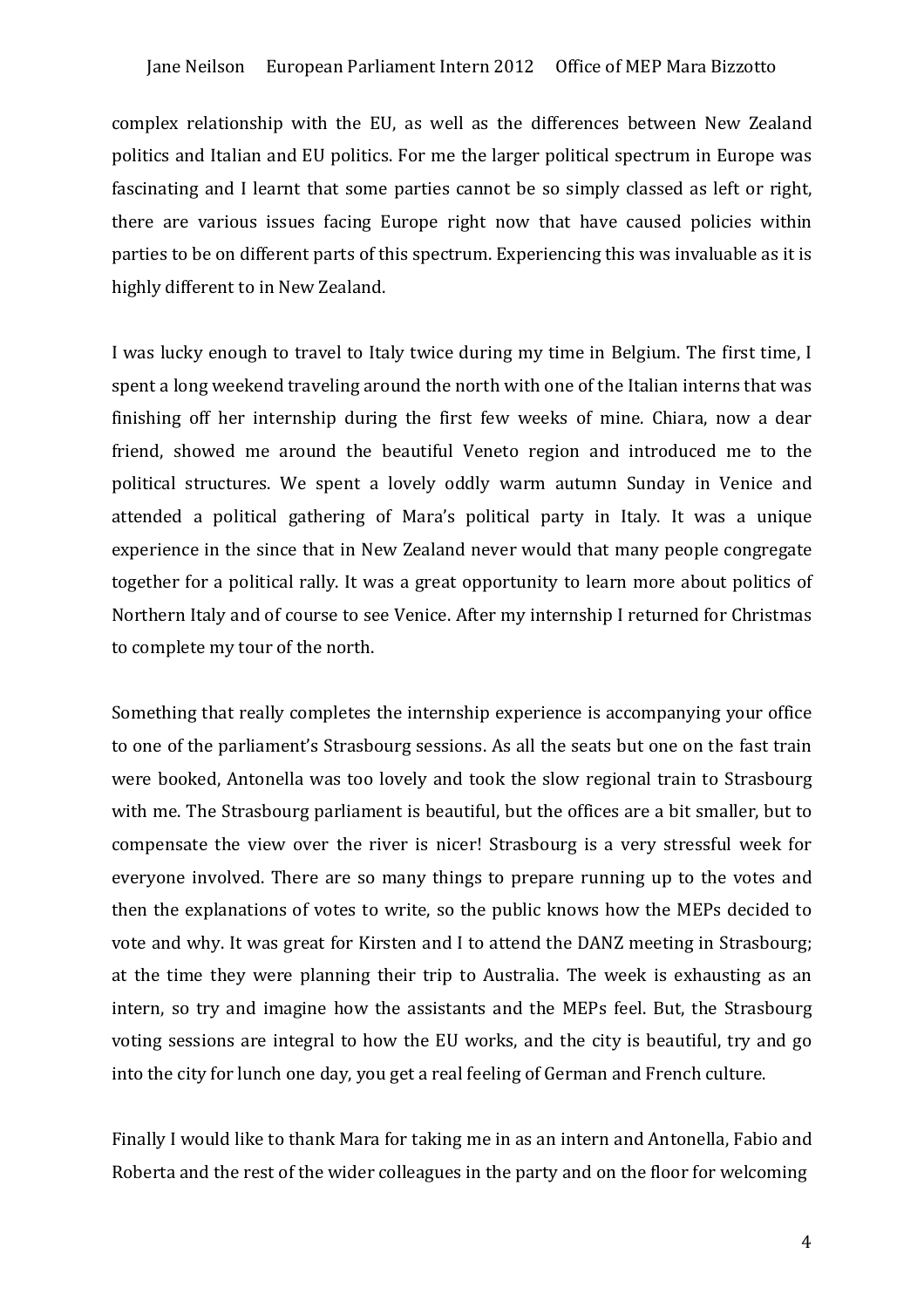complex relationship with the EU, as well as the differences between New Zealand politics and Italian and EU politics. For me the larger political spectrum in Europe was fascinating and I learnt that some parties cannot be so simply classed as left or right, there are various issues facing Europe right now that have caused policies within parties to be on different parts of this spectrum. Experiencing this was invaluable as it is highly different to in New Zealand.

I was lucky enough to travel to Italy twice during my time in Belgium. The first time, I spent a long weekend traveling around the north with one of the Italian interns that was finishing off her internship during the first few weeks of mine. Chiara, now a dear friend, showed me around the beautiful Veneto region and introduced me to the political structures. We spent a lovely oddly warm autumn Sunday in Venice and attended a political gathering of Mara's political party in Italy. It was a unique experience in the since that in New Zealand never would that many people congregate together for a political rally. It was a great opportunity to learn more about politics of Northern Italy and of course to see Venice. After my internship I returned for Christmas to complete my tour of the north.

Something that really completes the internship experience is accompanying your office to one of the parliament's Strasbourg sessions. As all the seats but one on the fast train were booked, Antonella was too lovely and took the slow regional train to Strasbourg with me. The Strasbourg parliament is beautiful, but the offices are a bit smaller, but to compensate the view over the river is nicer! Strasbourg is a very stressful week for everyone involved. There are so many things to prepare running up to the votes and then the explanations of votes to write, so the public knows how the MEPs decided to vote and why. It was great for Kirsten and I to attend the DANZ meeting in Strasbourg; at the time they were planning their trip to Australia. The week is exhausting as an intern, so try and imagine how the assistants and the MEPs feel. But, the Strasbourg voting sessions are integral to how the EU works, and the city is beautiful, try and go into the city for lunch one day, you get a real feeling of German and French culture.

Finally I would like to thank Mara for taking me in as an intern and Antonella, Fabio and Roberta and the rest of the wider colleagues in the party and on the floor for welcoming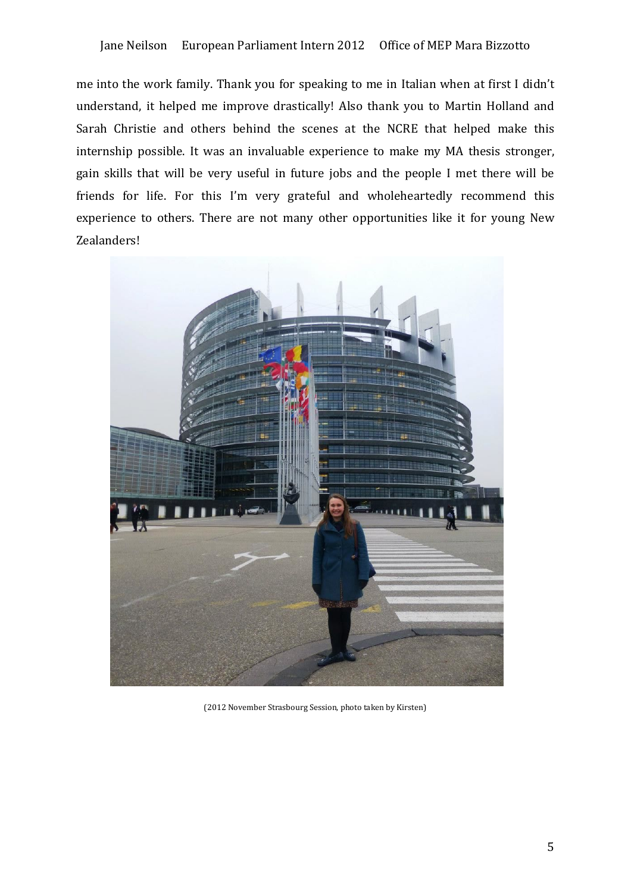me into the work family. Thank you for speaking to me in Italian when at first I didn't understand, it helped me improve drastically! Also thank you to Martin Holland and Sarah Christie and others behind the scenes at the NCRE that helped make this internship possible. It was an invaluable experience to make my MA thesis stronger, gain skills that will be very useful in future jobs and the people I met there will be friends for life. For this I'm very grateful and wholeheartedly recommend this experience to others. There are not many other opportunities like it for young New Zealanders!

(2012 November Strasbourg Session, photo taken by Kirsten)